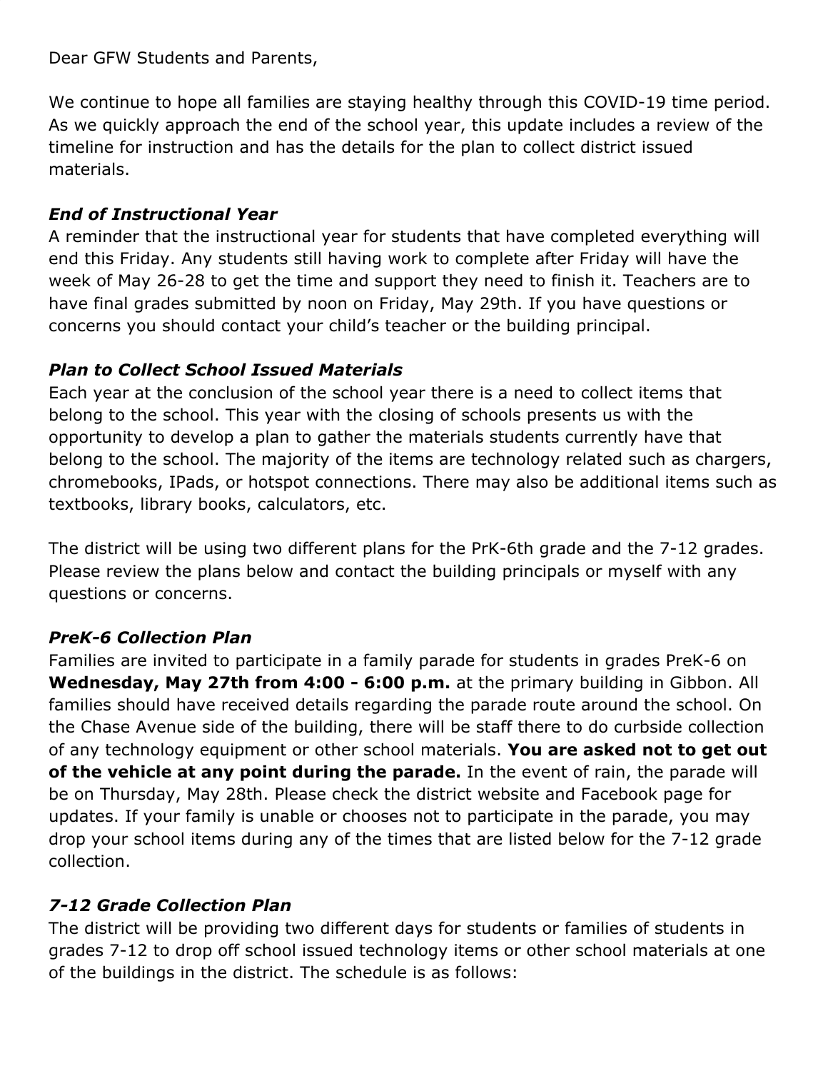Dear GFW Students and Parents,

We continue to hope all families are staying healthy through this COVID-19 time period. As we quickly approach the end of the school year, this update includes a review of the timeline for instruction and has the details for the plan to collect district issued materials.

### *End of Instructional Year*

A reminder that the instructional year for students that have completed everything will end this Friday. Any students still having work to complete after Friday will have the week of May 26-28 to get the time and support they need to finish it. Teachers are to have final grades submitted by noon on Friday, May 29th. If you have questions or concerns you should contact your child's teacher or the building principal.

### *Plan to Collect School Issued Materials*

Each year at the conclusion of the school year there is a need to collect items that belong to the school. This year with the closing of schools presents us with the opportunity to develop a plan to gather the materials students currently have that belong to the school. The majority of the items are technology related such as chargers, chromebooks, IPads, or hotspot connections. There may also be additional items such as textbooks, library books, calculators, etc.

The district will be using two different plans for the PrK-6th grade and the 7-12 grades. Please review the plans below and contact the building principals or myself with any questions or concerns.

### *PreK-6 Collection Plan*

Families are invited to participate in a family parade for students in grades PreK-6 on **Wednesday, May 27th from 4:00 - 6:00 p.m.** at the primary building in Gibbon. All families should have received details regarding the parade route around the school. On the Chase Avenue side of the building, there will be staff there to do curbside collection of any technology equipment or other school materials. **You are asked not to get out of the vehicle at any point during the parade.** In the event of rain, the parade will be on Thursday, May 28th. Please check the district website and Facebook page for updates. If your family is unable or chooses not to participate in the parade, you may drop your school items during any of the times that are listed below for the 7-12 grade collection.

### *7-12 Grade Collection Plan*

The district will be providing two different days for students or families of students in grades 7-12 to drop off school issued technology items or other school materials at one of the buildings in the district. The schedule is as follows: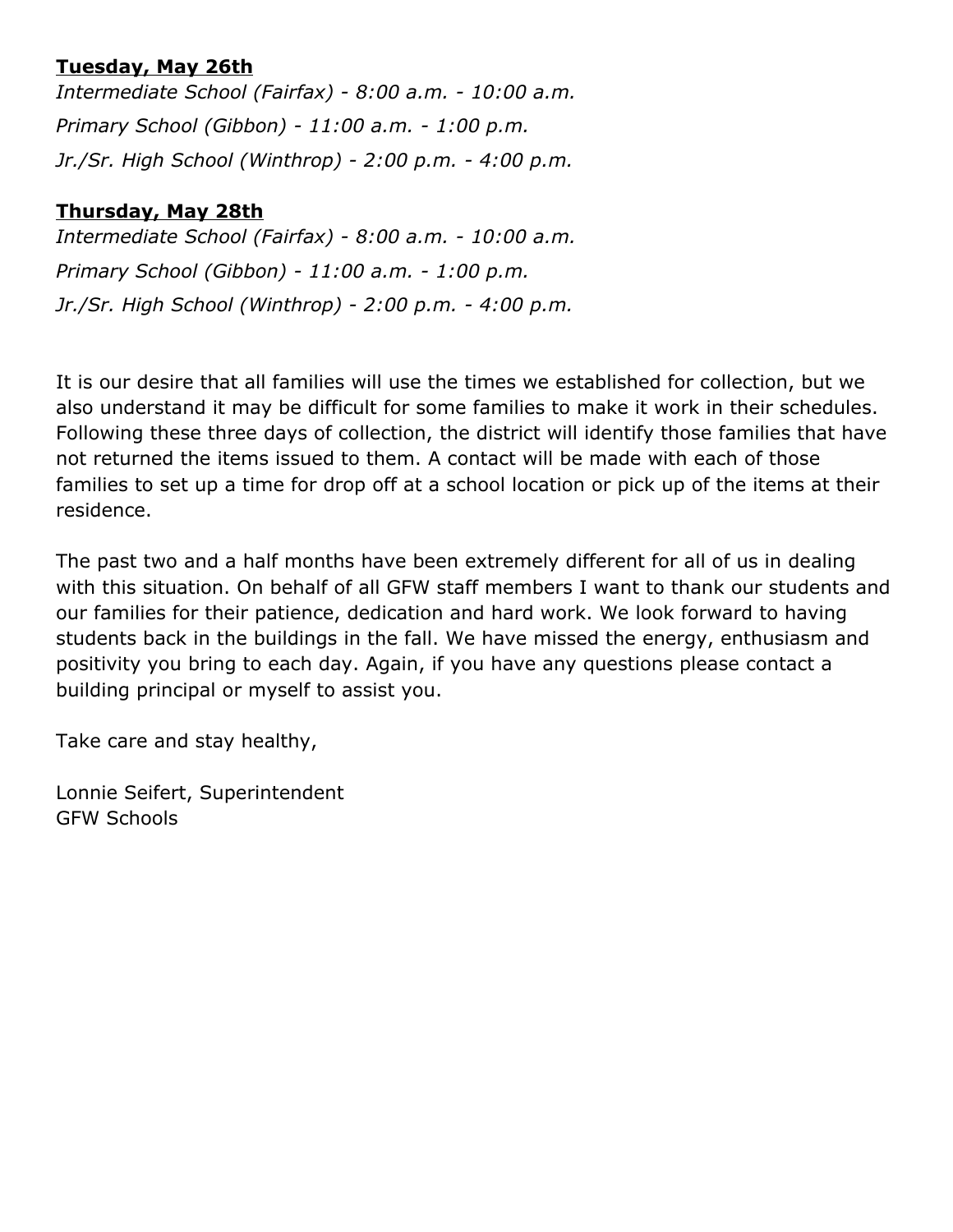**<u>Tuesday, May 26th</u>**

*Intermediate School (Fairfax) - 8:00 a.m. - 10:00 a.m.*

*Primary School (Gibbon) - 11:00 a.m. - 1:00 p.m.*

*Jr./Sr. High School (Winthrop) - 2:00 p.m. - 4:00 p.m.*

**<u>Thursday, May 28th</u>**

*Intermediate School (Fairfax) - 8:00 a.m. - 10:00 a.m.*

*Primary School (Gibbon) - 11:00 a.m. - 1:00 p.m.*

*Jr./Sr. High School (Winthrop) - 2:00 p.m. - 4:00 p.m.*

It is our desire that all families will use the times we established for collection, but we also understand it may be difficult for some families to make it work in their schedules. Following these three days of collection, the district will identify those families that have not returned the items issued to them. A contact will be made with each of those families to set up a time for drop off at a school location or pick up of the items at their residence.

The past two and a half months have been extremely different for all of us in dealing with this situation. On behalf of all GFW staff members I want to thank our students and our families for their patience, dedication and hard work. We look forward to having students back in the buildings in the fall. We have missed the energy, enthusiasm and positivity you bring to each day. Again, if you have any questions please contact a building principal or myself to assist you.

Take care and stay healthy,

Lonnie Seifert, Superintendent
GFW Schools